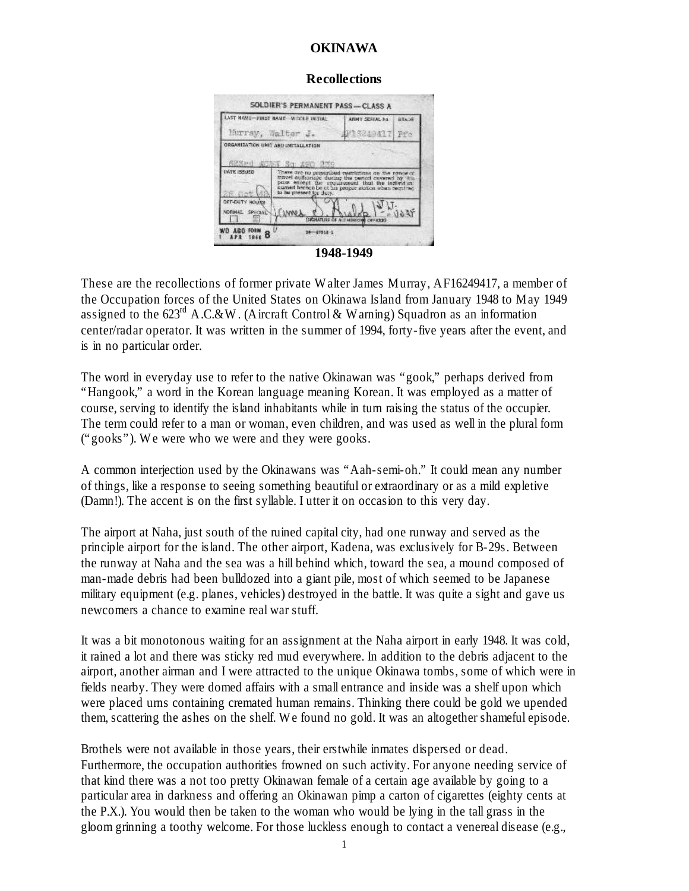# OKINAWA

## Recollections

**1948-1949**

These are the recollections of former private Walter James Murray, AF16249417, a member of the Occupation forces of the United States on Okinawa Island from January 1948 to May 1949 assigned to the 623rd A.C.&W. (Aircraft Control & Warning) Squadron as an information center/radar operator. It was written in the summer of 1994, forty-five years after the event, and is in no particular order.

The word in everyday use to refer to the native Okinawan was "gook," perhaps derived from "Hangook," a word in the Korean language meaning Korean. It was employed as a matter of course, serving to identify the island inhabitants while in turn raising the status of the occupier. The term could refer to a man or woman, even children, and was used as well in the plural form ("gooks"). We were who we were and they were gooks.

A common interjection used by the Okinawans was "Aah-semi-oh." It could mean any number of things, like a response to seeing something beautiful or extraordinary or as a mild expletive (Damn!). The accent is on the first syllable. I utter it on occasion to this very day.

The airport at Naha, just south of the ruined capital city, had one runway and served as the principle airport for the island. The other airport, Kadena, was exclusively for B-29s. Between the runway at Naha and the sea was a hill behind which, toward the sea, a mound composed of man-made debris had been bulldozed into a giant pile, most of which seemed to be Japanese military equipment (e.g. planes, vehicles) destroyed in the battle. It was quite a sight and gave us newcomers a chance to examine real war stuff.

It was a bit monotonous waiting for an assignment at the Naha airport in early 1948. It was cold, it rained a lot and there was sticky red mud everywhere. In addition to the debris adjacent to the airport, another airman and I were attracted to the unique Okinawa tombs, some of which were in fields nearby. They were domed affairs with a small entrance and inside was a shelf upon which were placed urns containing cremated human remains. Thinking there could be gold we upended them, scattering the ashes on the shelf. We found no gold. It was an altogether shameful episode.

Brothels were not available in those years, their erstwhile inmates dispersed or dead. Furthermore, the occupation authorities frowned on such activity. For anyone needing service of that kind there was a not too pretty Okinawan female of a certain age available by going to a particular area in darkness and offering an Okinawan pimp a carton of cigarettes (eighty cents at the P.X.). You would then be taken to the woman who would be lying in the tall grass in the gloom grinning a toothy welcome. For those luckless enough to contact a venereal disease (e.g.,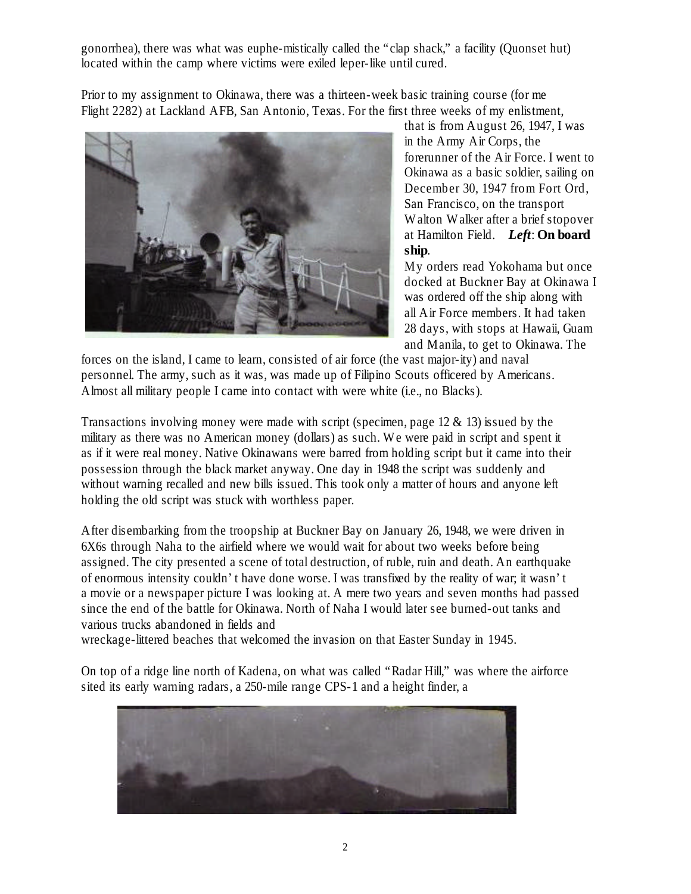gonorrhea), there was what was euphe-mistically called the "clap shack," a facility (Quonset hut) located within the camp where victims were exiled leper-like until cured.

Prior to my assignment to Okinawa, there was a thirteen-week basic training course (for me Flight 2282) at Lackland AFB, San Antonio, Texas. For the first three weeks of my enlistment, that is from August 26, 1947, I was in the Army Air Corps, the forerunner of the Air Force. I went to Okinawa as a basic soldier, sailing on December 30, 1947 from Fort Ord, San Francisco, on the transport Walton Walker after a brief stopover at Hamilton Field. ***Left*****: On board ship**.

My orders read Yokohama but once docked at Buckner Bay at Okinawa I was ordered off the ship along with all Air Force members. It had taken 28 days, with stops at Hawaii, Guam and Manila, to get to Okinawa. The forces on the island, I came to learn, consisted of air force (the vast major-ity) and naval personnel. The army, such as it was, was made up of Filipino Scouts officered by Americans. Almost all military people I came into contact with were white (i.e., no Blacks).

Transactions involving money were made with script (specimen, page 12 & 13) issued by the military as there was no American money (dollars) as such. We were paid in script and spent it as if it were real money. Native Okinawans were barred from holding script but it came into their possession through the black market anyway. One day in 1948 the script was suddenly and without warning recalled and new bills issued. This took only a matter of hours and anyone left holding the old script was stuck with worthless paper.

After disembarking from the troopship at Buckner Bay on January 26, 1948, we were driven in 6X6s through Naha to the airfield where we would wait for about two weeks before being assigned. The city presented a scene of total destruction, of ruble, ruin and death. An earthquake of enormous intensity couldn't have done worse. I was transfixed by the reality of war; it wasn't a movie or a newspaper picture I was looking at. A mere two years and seven months had passed since the end of the battle for Okinawa. North of Naha I would later see burned-out tanks and various trucks abandoned in fields and wreckage-littered beaches that welcomed the invasion on that Easter Sunday in 1945.

On top of a ridge line north of Kadena, on what was called "Radar Hill," was where the airforce sited its early warning radars, a 250-mile range CPS-1 and a height finder, a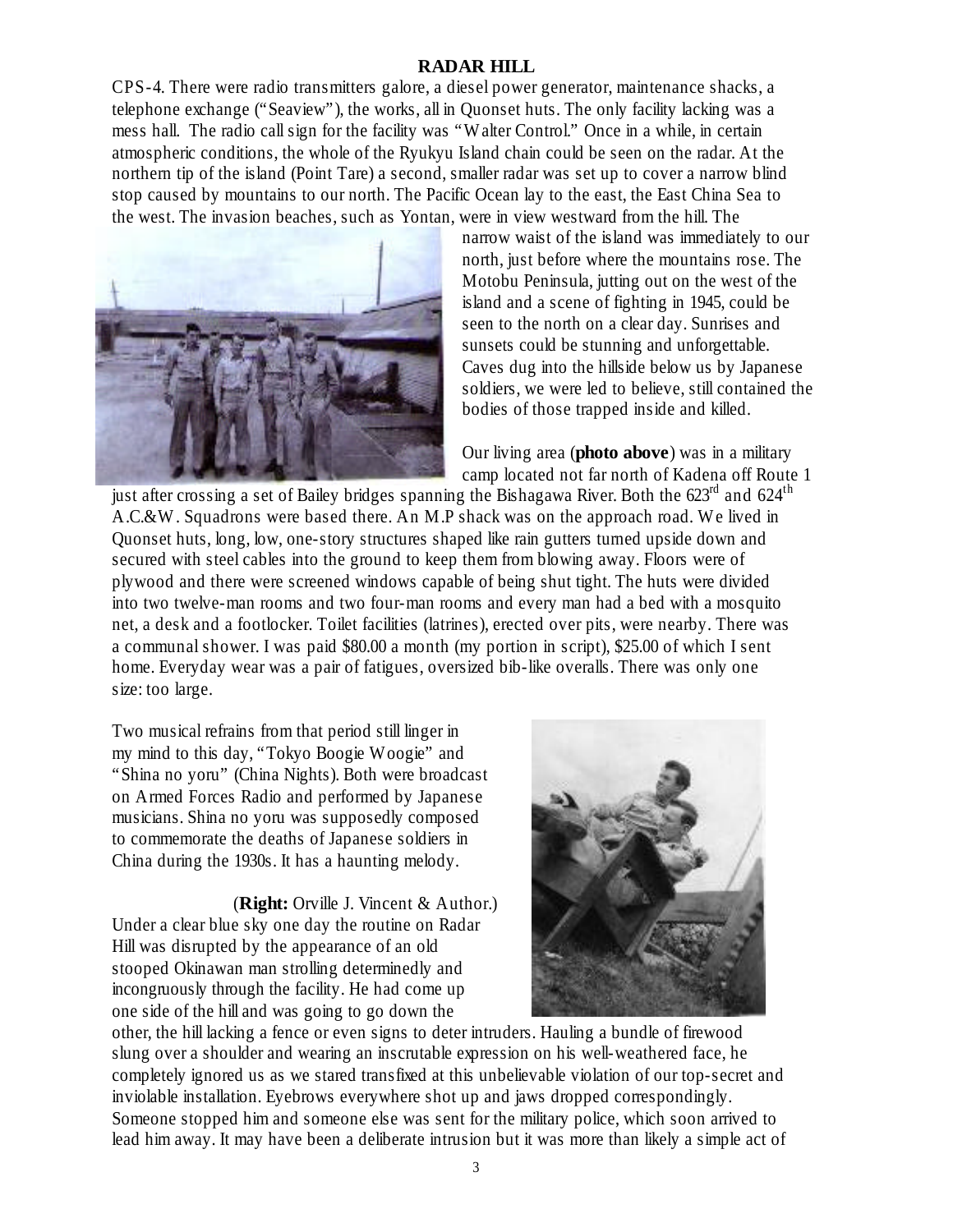**RADAR HILL**

CPS-4. There were radio transmitters galore, a diesel power generator, maintenance shacks, a telephone exchange ("Seaview"), the works, all in Quonset huts. The only facility lacking was a mess hall. The radio call sign for the facility was "Walter Control." Once in a while, in certain atmospheric conditions, the whole of the Ryukyu Island chain could be seen on the radar. At the northern tip of the island (Point Tare) a second, smaller radar was set up to cover a narrow blind stop caused by mountains to our north. The Pacific Ocean lay to the east, the East China Sea to the west. The invasion beaches, such as Yontan, were in view westward from the hill. The narrow waist of the island was immediately to our north, just before where the mountains rose. The Motobu Peninsula, jutting out on the west of the island and a scene of fighting in 1945, could be seen to the north on a clear day. Sunrises and sunsets could be stunning and unforgettable. Caves dug into the hillside below us by Japanese soldiers, we were led to believe, still contained the bodies of those trapped inside and killed.

Our living area (**photo above**) was in a military camp located not far north of Kadena off Route 1 just after crossing a set of Bailey bridges spanning the Bishagawa River. Both the 623rd and 624th A.C.&W. Squadrons were based there. An M.P shack was on the approach road. We lived in Quonset huts, long, low, one-story structures shaped like rain gutters turned upside down and secured with steel cables into the ground to keep them from blowing away. Floors were of plywood and there were screened windows capable of being shut tight. The huts were divided into two twelve-man rooms and two four-man rooms and every man had a bed with a mosquito net, a desk and a footlocker. Toilet facilities (latrines), erected over pits, were nearby. There was a communal shower. I was paid $80.00 a month (my portion in script), $25.00 of which I sent home. Everyday wear was a pair of fatigues, oversized bib-like overalls. There was only one size: too large.

Two musical refrains from that period still linger in my mind to this day, "Tokyo Boogie Woogie" and "Shina no yoru" (China Nights). Both were broadcast on Armed Forces Radio and performed by Japanese musicians. Shina no yoru was supposedly composed to commemorate the deaths of Japanese soldiers in China during the 1930s. It has a haunting melody.

(**Right:** Orville J. Vincent & Author.)

Under a clear blue sky one day the routine on Radar Hill was disrupted by the appearance of an old stooped Okinawan man strolling determinedly and incongruously through the facility. He had come up one side of the hill and was going to go down the other, the hill lacking a fence or even signs to deter intruders. Hauling a bundle of firewood slung over a shoulder and wearing an inscrutable expression on his well-weathered face, he completely ignored us as we stared transfixed at this unbelievable violation of our top-secret and inviolable installation. Eyebrows everywhere shot up and jaws dropped correspondingly. Someone stopped him and someone else was sent for the military police, which soon arrived to lead him away. It may have been a deliberate intrusion but it was more than likely a simple act of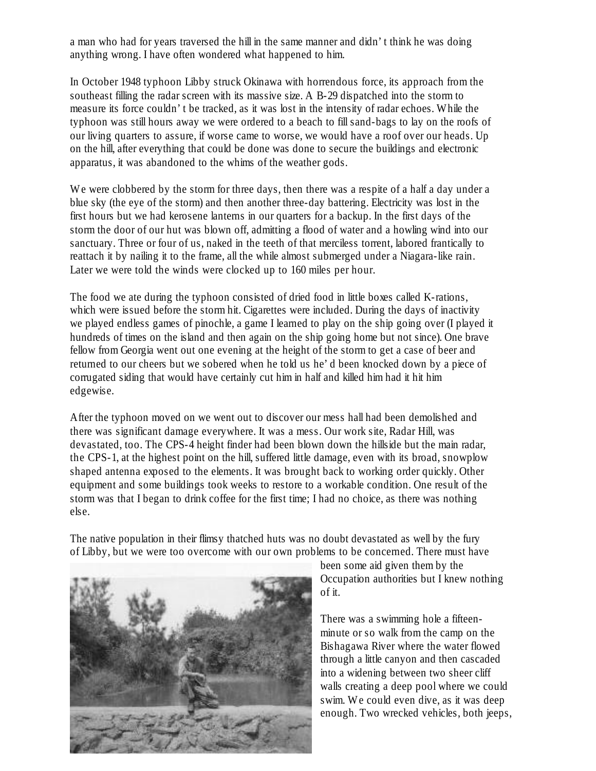a man who had for years traversed the hill in the same manner and didn't think he was doing anything wrong. I have often wondered what happened to him.

In October 1948 typhoon Libby struck Okinawa with horrendous force, its approach from the southeast filling the radar screen with its massive size. A B-29 dispatched into the storm to measure its force couldn't be tracked, as it was lost in the intensity of radar echoes. While the typhoon was still hours away we were ordered to a beach to fill sand-bags to lay on the roofs of our living quarters to assure, if worse came to worse, we would have a roof over our heads. Up on the hill, after everything that could be done was done to secure the buildings and electronic apparatus, it was abandoned to the whims of the weather gods.

We were clobbered by the storm for three days, then there was a respite of a half a day under a blue sky (the eye of the storm) and then another three-day battering. Electricity was lost in the first hours but we had kerosene lanterns in our quarters for a backup. In the first days of the storm the door of our hut was blown off, admitting a flood of water and a howling wind into our sanctuary. Three or four of us, naked in the teeth of that merciless torrent, labored frantically to reattach it by nailing it to the frame, all the while almost submerged under a Niagara-like rain. Later we were told the winds were clocked up to 160 miles per hour.

The food we ate during the typhoon consisted of dried food in little boxes called K-rations, which were issued before the storm hit. Cigarettes were included. During the days of inactivity we played endless games of pinochle, a game I learned to play on the ship going over (I played it hundreds of times on the island and then again on the ship going home but not since). One brave fellow from Georgia went out one evening at the height of the storm to get a case of beer and returned to our cheers but we sobered when he told us he'd been knocked down by a piece of corrugated siding that would have certainly cut him in half and killed him had it hit him edgewise.

After the typhoon moved on we went out to discover our mess hall had been demolished and there was significant damage everywhere. It was a mess. Our work site, Radar Hill, was devastated, too. The CPS-4 height finder had been blown down the hillside but the main radar, the CPS-1, at the highest point on the hill, suffered little damage, even with its broad, snowplow shaped antenna exposed to the elements. It was brought back to working order quickly. Other equipment and some buildings took weeks to restore to a workable condition. One result of the storm was that I began to drink coffee for the first time; I had no choice, as there was nothing else.

The native population in their flimsy thatched huts was no doubt devastated as well by the fury of Libby, but we were too overcome with our own problems to be concerned. There must have been some aid given them by the Occupation authorities but I knew nothing of it.

There was a swimming hole a fifteen-minute or so walk from the camp on the Bishagawa River where the water flowed through a little canyon and then cascaded into a widening between two sheer cliff walls creating a deep pool where we could swim. We could even dive, as it was deep enough. Two wrecked vehicles, both jeeps,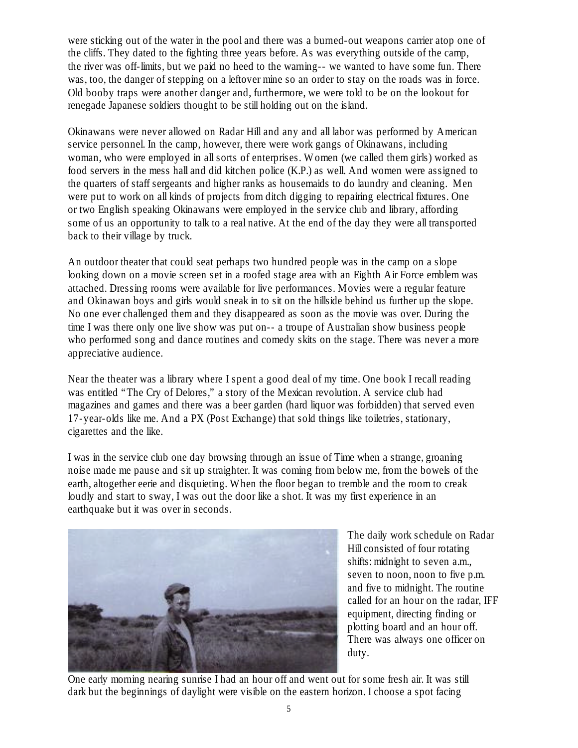were sticking out of the water in the pool and there was a burned-out weapons carrier atop one of the cliffs. They dated to the fighting three years before. As was everything outside of the camp, the river was off-limits, but we paid no heed to the warning-- we wanted to have some fun. There was, too, the danger of stepping on a leftover mine so an order to stay on the roads was in force. Old booby traps were another danger and, furthermore, we were told to be on the lookout for renegade Japanese soldiers thought to be still holding out on the island.

Okinawans were never allowed on Radar Hill and any and all labor was performed by American service personnel. In the camp, however, there were work gangs of Okinawans, including woman, who were employed in all sorts of enterprises. Women (we called them girls) worked as food servers in the mess hall and did kitchen police (K.P.) as well. And women were assigned to the quarters of staff sergeants and higher ranks as housemaids to do laundry and cleaning. Men were put to work on all kinds of projects from ditch digging to repairing electrical fixtures. One or two English speaking Okinawans were employed in the service club and library, affording some of us an opportunity to talk to a real native. At the end of the day they were all transported back to their village by truck.

An outdoor theater that could seat perhaps two hundred people was in the camp on a slope looking down on a movie screen set in a roofed stage area with an Eighth Air Force emblem was attached. Dressing rooms were available for live performances. Movies were a regular feature and Okinawan boys and girls would sneak in to sit on the hillside behind us further up the slope. No one ever challenged them and they disappeared as soon as the movie was over. During the time I was there only one live show was put on-- a troupe of Australian show business people who performed song and dance routines and comedy skits on the stage. There was never a more appreciative audience.

Near the theater was a library where I spent a good deal of my time. One book I recall reading was entitled "The Cry of Delores," a story of the Mexican revolution. A service club had magazines and games and there was a beer garden (hard liquor was forbidden) that served even 17-year-olds like me. And a PX (Post Exchange) that sold things like toiletries, stationary, cigarettes and the like.

I was in the service club one day browsing through an issue of Time when a strange, groaning noise made me pause and sit up straighter. It was coming from below me, from the bowels of the earth, altogether eerie and disquieting. When the floor began to tremble and the room to creak loudly and start to sway, I was out the door like a shot. It was my first experience in an earthquake but it was over in seconds.

The daily work schedule on Radar Hill consisted of four rotating shifts: midnight to seven a.m., seven to noon, noon to five p.m. and five to midnight. The routine called for an hour on the radar, IFF equipment, directing finding or plotting board and an hour off. There was always one officer on duty.

One early morning nearing sunrise I had an hour off and went out for some fresh air. It was still dark but the beginnings of daylight were visible on the eastern horizon. I choose a spot facing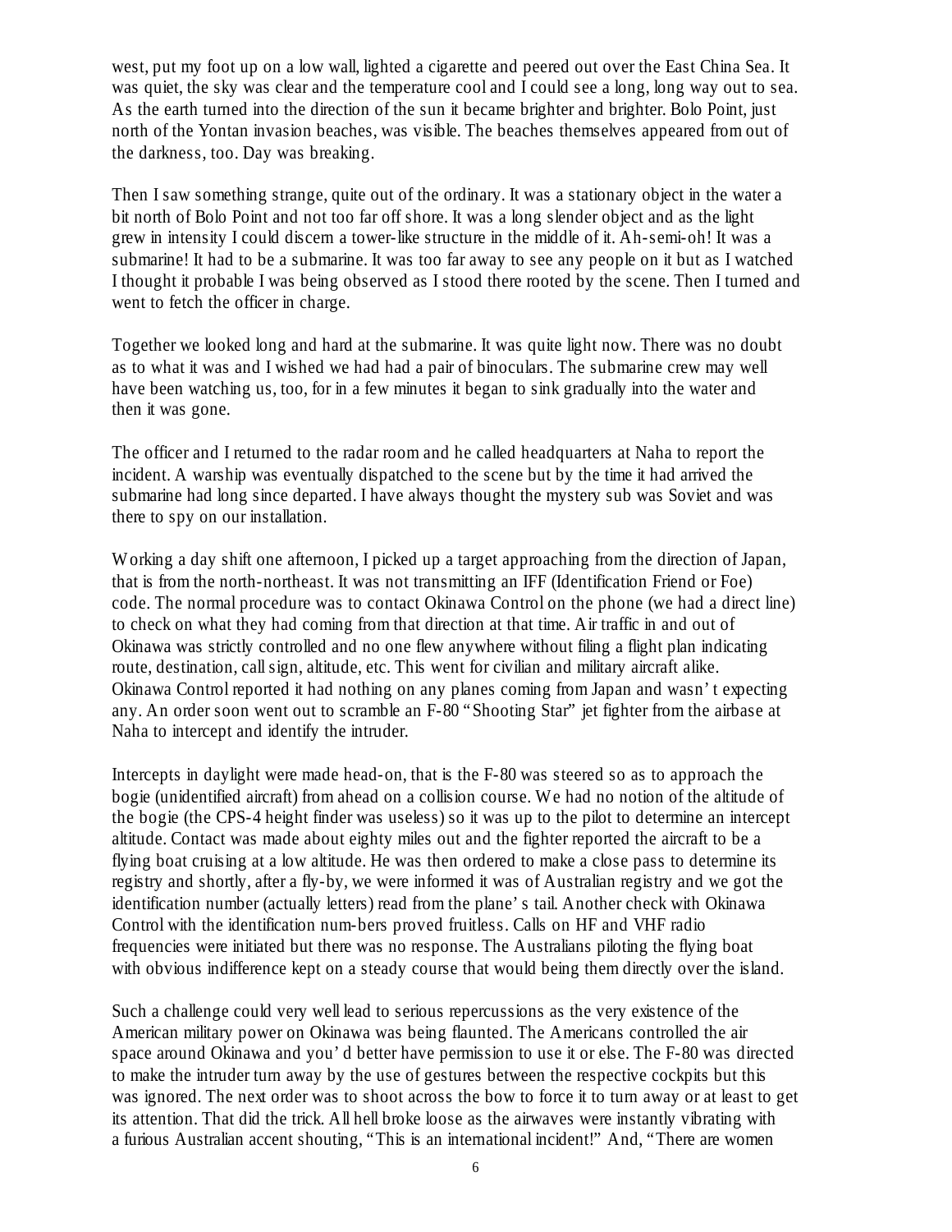west, put my foot up on a low wall, lighted a cigarette and peered out over the East China Sea. It was quiet, the sky was clear and the temperature cool and I could see a long, long way out to sea. As the earth turned into the direction of the sun it became brighter and brighter. Bolo Point, just north of the Yontan invasion beaches, was visible. The beaches themselves appeared from out of the darkness, too. Day was breaking.

Then I saw something strange, quite out of the ordinary. It was a stationary object in the water a bit north of Bolo Point and not too far off shore. It was a long slender object and as the light grew in intensity I could discern a tower-like structure in the middle of it. Ah-semi-oh! It was a submarine! It had to be a submarine. It was too far away to see any people on it but as I watched I thought it probable I was being observed as I stood there rooted by the scene. Then I turned and went to fetch the officer in charge.

Together we looked long and hard at the submarine. It was quite light now. There was no doubt as to what it was and I wished we had had a pair of binoculars. The submarine crew may well have been watching us, too, for in a few minutes it began to sink gradually into the water and then it was gone.

The officer and I returned to the radar room and he called headquarters at Naha to report the incident. A warship was eventually dispatched to the scene but by the time it had arrived the submarine had long since departed. I have always thought the mystery sub was Soviet and was there to spy on our installation.

Working a day shift one afternoon, I picked up a target approaching from the direction of Japan, that is from the north-northeast. It was not transmitting an IFF (Identification Friend or Foe) code. The normal procedure was to contact Okinawa Control on the phone (we had a direct line) to check on what they had coming from that direction at that time. Air traffic in and out of Okinawa was strictly controlled and no one flew anywhere without filing a flight plan indicating route, destination, call sign, altitude, etc. This went for civilian and military aircraft alike. Okinawa Control reported it had nothing on any planes coming from Japan and wasn't expecting any. An order soon went out to scramble an F-80 "Shooting Star" jet fighter from the airbase at Naha to intercept and identify the intruder.

Intercepts in daylight were made head-on, that is the F-80 was steered so as to approach the bogie (unidentified aircraft) from ahead on a collision course. We had no notion of the altitude of the bogie (the CPS-4 height finder was useless) so it was up to the pilot to determine an intercept altitude. Contact was made about eighty miles out and the fighter reported the aircraft to be a flying boat cruising at a low altitude. He was then ordered to make a close pass to determine its registry and shortly, after a fly-by, we were informed it was of Australian registry and we got the identification number (actually letters) read from the plane's tail. Another check with Okinawa Control with the identification num-bers proved fruitless. Calls on HF and VHF radio frequencies were initiated but there was no response. The Australians piloting the flying boat with obvious indifference kept on a steady course that would being them directly over the island.

Such a challenge could very well lead to serious repercussions as the very existence of the American military power on Okinawa was being flaunted. The Americans controlled the air space around Okinawa and you'd better have permission to use it or else. The F-80 was directed to make the intruder turn away by the use of gestures between the respective cockpits but this was ignored. The next order was to shoot across the bow to force it to turn away or at least to get its attention. That did the trick. All hell broke loose as the airwaves were instantly vibrating with a furious Australian accent shouting, "This is an international incident!" And, "There are women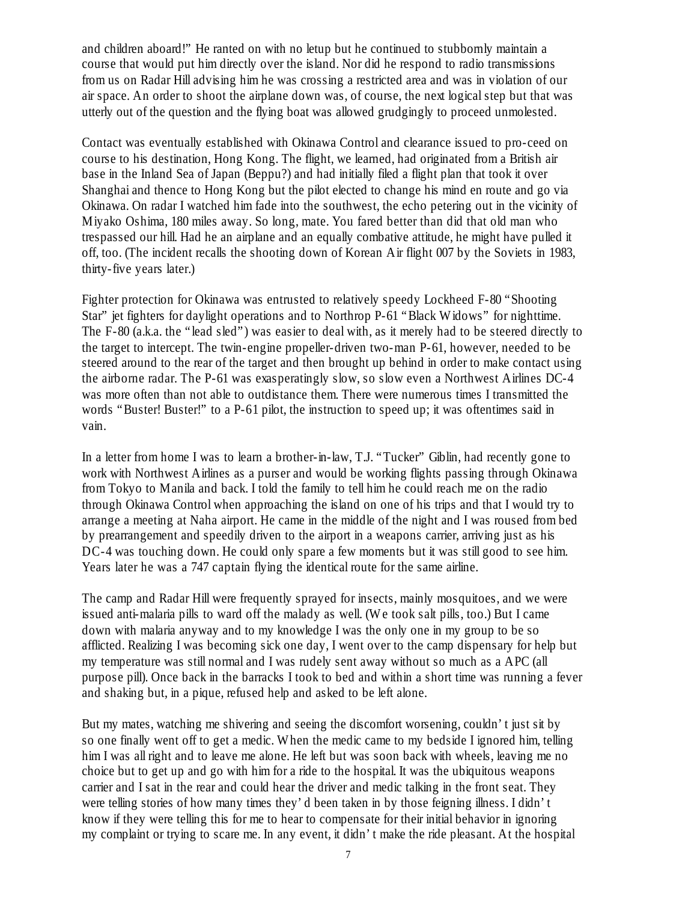and children aboard!" He ranted on with no letup but he continued to stubbornly maintain a course that would put him directly over the island. Nor did he respond to radio transmissions from us on Radar Hill advising him he was crossing a restricted area and was in violation of our air space. An order to shoot the airplane down was, of course, the next logical step but that was utterly out of the question and the flying boat was allowed grudgingly to proceed unmolested.

Contact was eventually established with Okinawa Control and clearance issued to pro-ceed on course to his destination, Hong Kong. The flight, we learned, had originated from a British air base in the Inland Sea of Japan (Beppu?) and had initially filed a flight plan that took it over Shanghai and thence to Hong Kong but the pilot elected to change his mind en route and go via Okinawa. On radar I watched him fade into the southwest, the echo petering out in the vicinity of Miyako Oshima, 180 miles away. So long, mate. You fared better than did that old man who trespassed our hill. Had he an airplane and an equally combative attitude, he might have pulled it off, too. (The incident recalls the shooting down of Korean Air flight 007 by the Soviets in 1983, thirty-five years later.)

Fighter protection for Okinawa was entrusted to relatively speedy Lockheed F-80 "Shooting Star" jet fighters for daylight operations and to Northrop P-61 "Black Widows" for nighttime. The F-80 (a.k.a. the "lead sled") was easier to deal with, as it merely had to be steered directly to the target to intercept. The twin-engine propeller-driven two-man P-61, however, needed to be steered around to the rear of the target and then brought up behind in order to make contact using the airborne radar. The P-61 was exasperatingly slow, so slow even a Northwest Airlines DC-4 was more often than not able to outdistance them. There were numerous times I transmitted the words "Buster! Buster!" to a P-61 pilot, the instruction to speed up; it was oftentimes said in vain.

In a letter from home I was to learn a brother-in-law, T.J. "Tucker" Giblin, had recently gone to work with Northwest Airlines as a purser and would be working flights passing through Okinawa from Tokyo to Manila and back. I told the family to tell him he could reach me on the radio through Okinawa Control when approaching the island on one of his trips and that I would try to arrange a meeting at Naha airport. He came in the middle of the night and I was roused from bed by prearrangement and speedily driven to the airport in a weapons carrier, arriving just as his DC-4 was touching down. He could only spare a few moments but it was still good to see him. Years later he was a 747 captain flying the identical route for the same airline.

The camp and Radar Hill were frequently sprayed for insects, mainly mosquitoes, and we were issued anti-malaria pills to ward off the malady as well. (We took salt pills, too.) But I came down with malaria anyway and to my knowledge I was the only one in my group to be so afflicted. Realizing I was becoming sick one day, I went over to the camp dispensary for help but my temperature was still normal and I was rudely sent away without so much as a APC (all purpose pill). Once back in the barracks I took to bed and within a short time was running a fever and shaking but, in a pique, refused help and asked to be left alone.

But my mates, watching me shivering and seeing the discomfort worsening, couldn't just sit by so one finally went off to get a medic. When the medic came to my bedside I ignored him, telling him I was all right and to leave me alone. He left but was soon back with wheels, leaving me no choice but to get up and go with him for a ride to the hospital. It was the ubiquitous weapons carrier and I sat in the rear and could hear the driver and medic talking in the front seat. They were telling stories of how many times they'd been taken in by those feigning illness. I didn't know if they were telling this for me to hear to compensate for their initial behavior in ignoring my complaint or trying to scare me. In any event, it didn't make the ride pleasant. At the hospital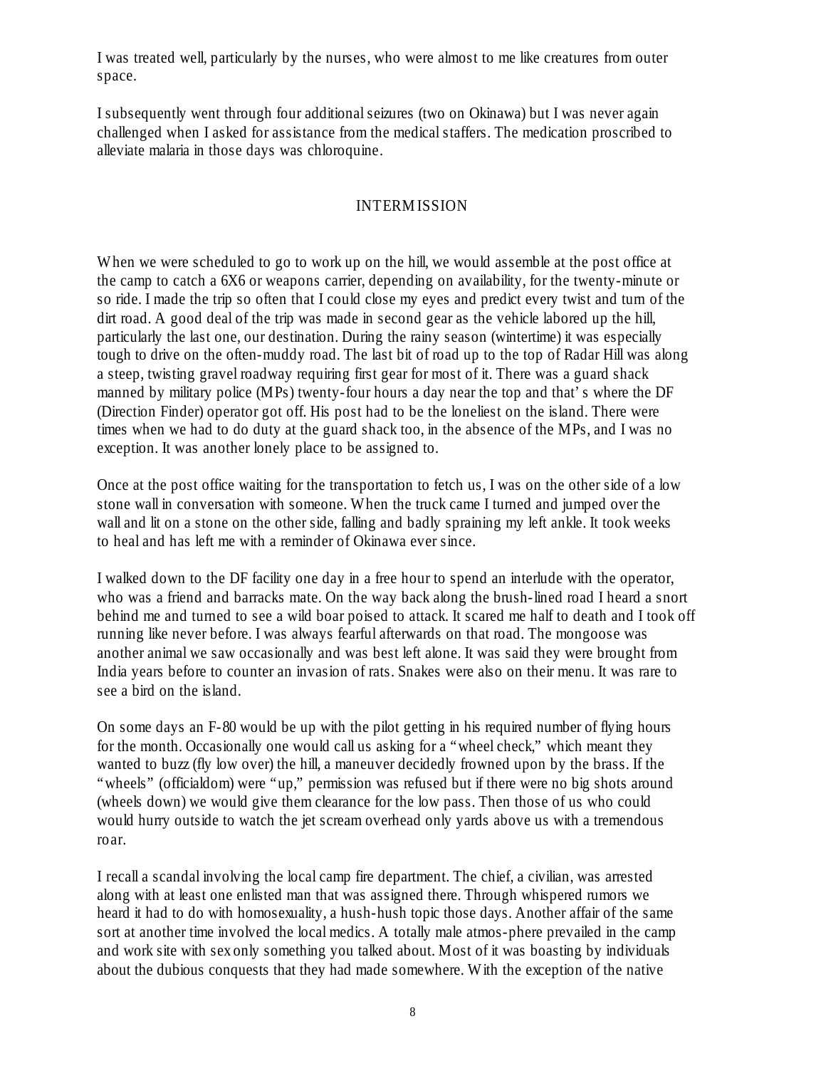I was treated well, particularly by the nurses, who were almost to me like creatures from outer space.

I subsequently went through four additional seizures (two on Okinawa) but I was never again challenged when I asked for assistance from the medical staffers. The medication proscribed to alleviate malaria in those days was chloroquine.

## INTERMISSION

When we were scheduled to go to work up on the hill, we would assemble at the post office at the camp to catch a 6X6 or weapons carrier, depending on availability, for the twenty-minute or so ride. I made the trip so often that I could close my eyes and predict every twist and turn of the dirt road. A good deal of the trip was made in second gear as the vehicle labored up the hill, particularly the last one, our destination. During the rainy season (wintertime) it was especially tough to drive on the often-muddy road. The last bit of road up to the top of Radar Hill was along a steep, twisting gravel roadway requiring first gear for most of it. There was a guard shack manned by military police (MPs) twenty-four hours a day near the top and that's where the DF (Direction Finder) operator got off. His post had to be the loneliest on the island. There were times when we had to do duty at the guard shack too, in the absence of the MPs, and I was no exception. It was another lonely place to be assigned to.

Once at the post office waiting for the transportation to fetch us, I was on the other side of a low stone wall in conversation with someone. When the truck came I turned and jumped over the wall and lit on a stone on the other side, falling and badly spraining my left ankle. It took weeks to heal and has left me with a reminder of Okinawa ever since.

I walked down to the DF facility one day in a free hour to spend an interlude with the operator, who was a friend and barracks mate. On the way back along the brush-lined road I heard a snort behind me and turned to see a wild boar poised to attack. It scared me half to death and I took off running like never before. I was always fearful afterwards on that road. The mongoose was another animal we saw occasionally and was best left alone. It was said they were brought from India years before to counter an invasion of rats. Snakes were also on their menu. It was rare to see a bird on the island.

On some days an F-80 would be up with the pilot getting in his required number of flying hours for the month. Occasionally one would call us asking for a "wheel check," which meant they wanted to buzz (fly low over) the hill, a maneuver decidedly frowned upon by the brass. If the "wheels" (officialdom) were "up," permission was refused but if there were no big shots around (wheels down) we would give them clearance for the low pass. Then those of us who could would hurry outside to watch the jet scream overhead only yards above us with a tremendous roar.

I recall a scandal involving the local camp fire department. The chief, a civilian, was arrested along with at least one enlisted man that was assigned there. Through whispered rumors we heard it had to do with homosexuality, a hush-hush topic those days. Another affair of the same sort at another time involved the local medics. A totally male atmos-phere prevailed in the camp and work site with sex only something you talked about. Most of it was boasting by individuals about the dubious conquests that they had made somewhere. With the exception of the native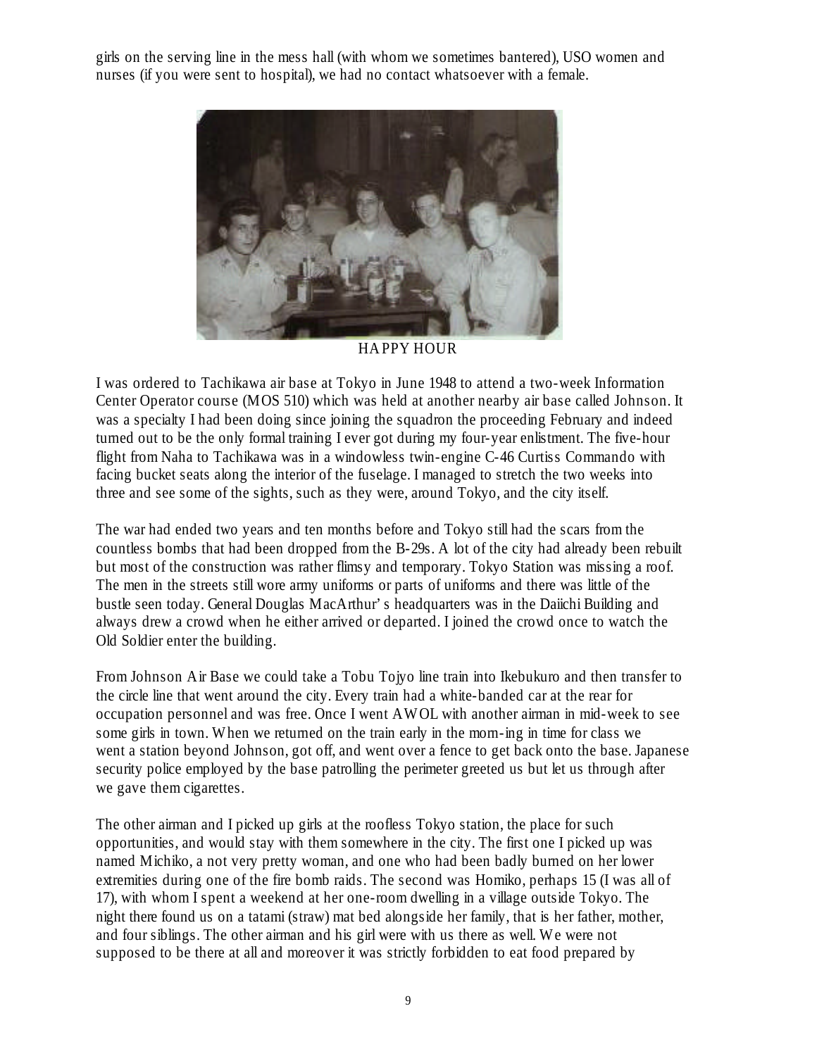girls on the serving line in the mess hall (with whom we sometimes bantered), USO women and nurses (if you were sent to hospital), we had no contact whatsoever with a female.

HAPPY HOUR

I was ordered to Tachikawa air base at Tokyo in June 1948 to attend a two-week Information Center Operator course (MOS 510) which was held at another nearby air base called Johnson. It was a specialty I had been doing since joining the squadron the proceeding February and indeed turned out to be the only formal training I ever got during my four-year enlistment. The five-hour flight from Naha to Tachikawa was in a windowless twin-engine C-46 Curtiss Commando with facing bucket seats along the interior of the fuselage. I managed to stretch the two weeks into three and see some of the sights, such as they were, around Tokyo, and the city itself.

The war had ended two years and ten months before and Tokyo still had the scars from the countless bombs that had been dropped from the B-29s. A lot of the city had already been rebuilt but most of the construction was rather flimsy and temporary. Tokyo Station was missing a roof. The men in the streets still wore army uniforms or parts of uniforms and there was little of the bustle seen today. General Douglas MacArthur's headquarters was in the Daiichi Building and always drew a crowd when he either arrived or departed. I joined the crowd once to watch the Old Soldier enter the building.

From Johnson Air Base we could take a Tobu Tojyo line train into Ikebukuro and then transfer to the circle line that went around the city. Every train had a white-banded car at the rear for occupation personnel and was free. Once I went AWOL with another airman in mid-week to see some girls in town. When we returned on the train early in the morn-ing in time for class we went a station beyond Johnson, got off, and went over a fence to get back onto the base. Japanese security police employed by the base patrolling the perimeter greeted us but let us through after we gave them cigarettes.

The other airman and I picked up girls at the roofless Tokyo station, the place for such opportunities, and would stay with them somewhere in the city. The first one I picked up was named Michiko, a not very pretty woman, and one who had been badly burned on her lower extremities during one of the fire bomb raids. The second was Homiko, perhaps 15 (I was all of 17), with whom I spent a weekend at her one-room dwelling in a village outside Tokyo. The night there found us on a tatami (straw) mat bed alongside her family, that is her father, mother, and four siblings. The other airman and his girl were with us there as well. We were not supposed to be there at all and moreover it was strictly forbidden to eat food prepared by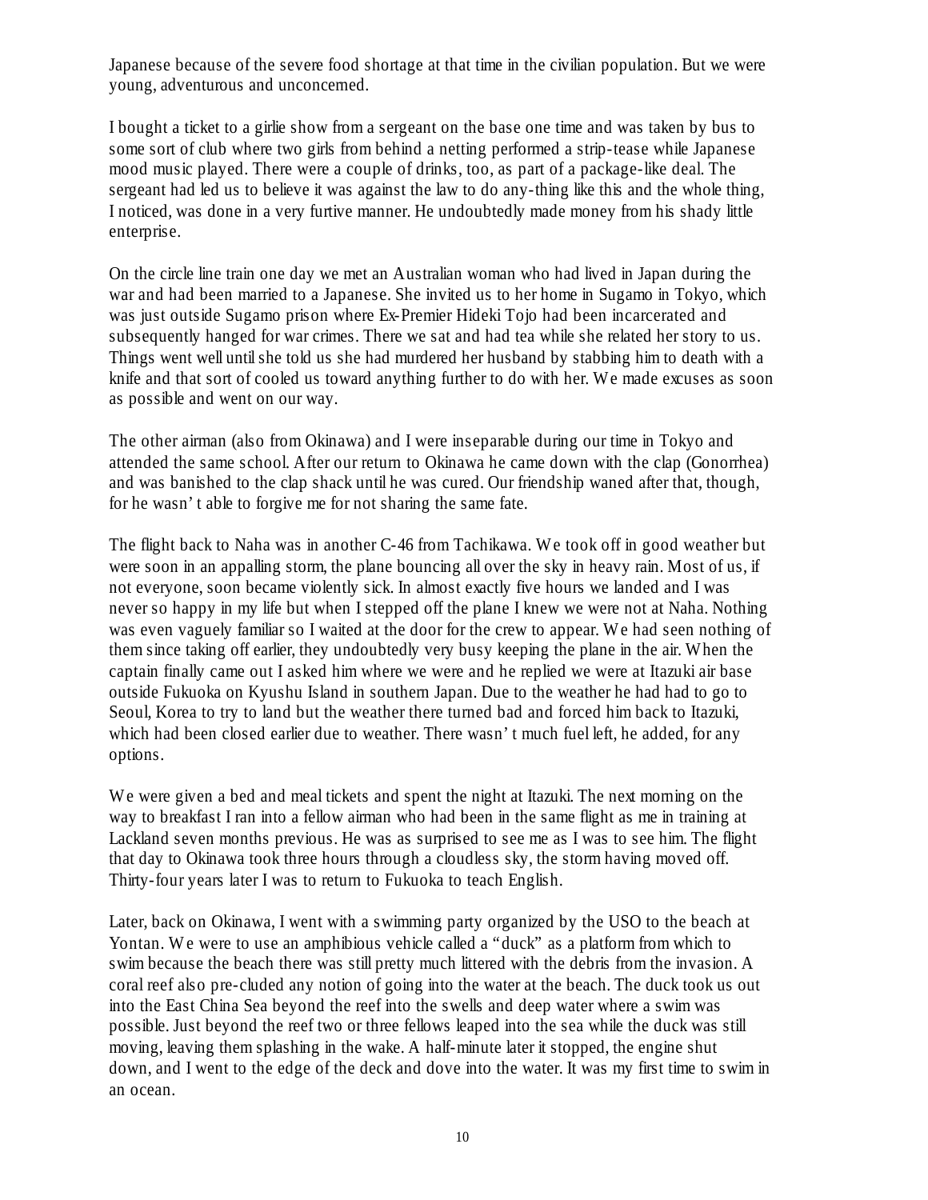Japanese because of the severe food shortage at that time in the civilian population. But we were young, adventurous and unconcerned.

I bought a ticket to a girlie show from a sergeant on the base one time and was taken by bus to some sort of club where two girls from behind a netting performed a strip-tease while Japanese mood music played. There were a couple of drinks, too, as part of a package-like deal. The sergeant had led us to believe it was against the law to do any-thing like this and the whole thing, I noticed, was done in a very furtive manner. He undoubtedly made money from his shady little enterprise.

On the circle line train one day we met an Australian woman who had lived in Japan during the war and had been married to a Japanese. She invited us to her home in Sugamo in Tokyo, which was just outside Sugamo prison where Ex-Premier Hideki Tojo had been incarcerated and subsequently hanged for war crimes. There we sat and had tea while she related her story to us. Things went well until she told us she had murdered her husband by stabbing him to death with a knife and that sort of cooled us toward anything further to do with her. We made excuses as soon as possible and went on our way.

The other airman (also from Okinawa) and I were inseparable during our time in Tokyo and attended the same school. After our return to Okinawa he came down with the clap (Gonorrhea) and was banished to the clap shack until he was cured. Our friendship waned after that, though, for he wasn't able to forgive me for not sharing the same fate.

The flight back to Naha was in another C-46 from Tachikawa. We took off in good weather but were soon in an appalling storm, the plane bouncing all over the sky in heavy rain. Most of us, if not everyone, soon became violently sick. In almost exactly five hours we landed and I was never so happy in my life but when I stepped off the plane I knew we were not at Naha. Nothing was even vaguely familiar so I waited at the door for the crew to appear. We had seen nothing of them since taking off earlier, they undoubtedly very busy keeping the plane in the air. When the captain finally came out I asked him where we were and he replied we were at Itazuki air base outside Fukuoka on Kyushu Island in southern Japan. Due to the weather he had had to go to Seoul, Korea to try to land but the weather there turned bad and forced him back to Itazuki, which had been closed earlier due to weather. There wasn't much fuel left, he added, for any options.

We were given a bed and meal tickets and spent the night at Itazuki. The next morning on the way to breakfast I ran into a fellow airman who had been in the same flight as me in training at Lackland seven months previous. He was as surprised to see me as I was to see him. The flight that day to Okinawa took three hours through a cloudless sky, the storm having moved off. Thirty-four years later I was to return to Fukuoka to teach English.

Later, back on Okinawa, I went with a swimming party organized by the USO to the beach at Yontan. We were to use an amphibious vehicle called a "duck" as a platform from which to swim because the beach there was still pretty much littered with the debris from the invasion. A coral reef also pre-cluded any notion of going into the water at the beach. The duck took us out into the East China Sea beyond the reef into the swells and deep water where a swim was possible. Just beyond the reef two or three fellows leaped into the sea while the duck was still moving, leaving them splashing in the wake. A half-minute later it stopped, the engine shut down, and I went to the edge of the deck and dove into the water. It was my first time to swim in an ocean.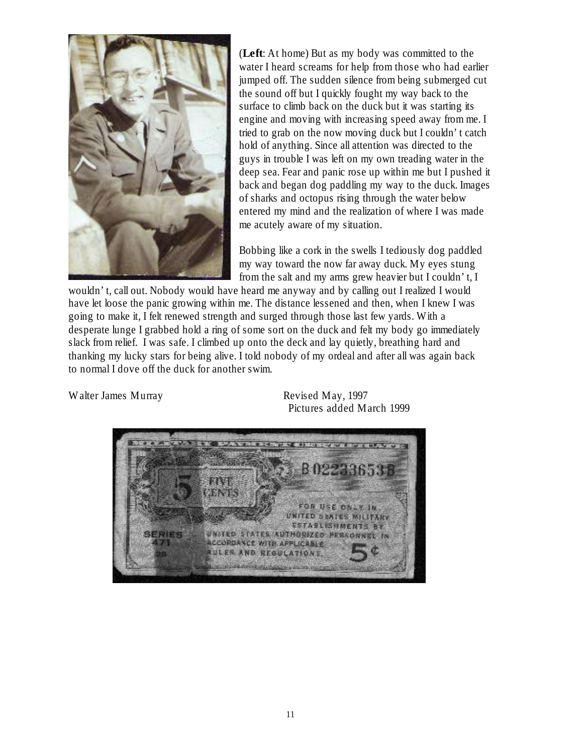(**Left**: At home) But as my body was committed to the water I heard screams for help from those who had earlier jumped off. The sudden silence from being submerged cut the sound off but I quickly fought my way back to the surface to climb back on the duck but it was starting its engine and moving with increasing speed away from me. I tried to grab on the now moving duck but I couldn' t catch hold of anything. Since all attention was directed to the guys in trouble I was left on my own treading water in the deep sea. Fear and panic rose up within me but I pushed it back and began dog paddling my way to the duck. Images of sharks and octopus rising through the water below entered my mind and the realization of where I was made me acutely aware of my situation.

Bobbing like a cork in the swells I tediously dog paddled my way toward the now far away duck. My eyes stung from the salt and my arms grew heavier but I couldn' t, I wouldn' t, call out. Nobody would have heard me anyway and by calling out I realized I would have let loose the panic growing within me. The distance lessened and then, when I knew I was going to make it, I felt renewed strength and surged through those last few yards. With a desperate lunge I grabbed hold a ring of some sort on the duck and felt my body go immediately slack from relief. I was safe. I climbed up onto the deck and lay quietly, breathing hard and thanking my lucky stars for being alive. I told nobody of my ordeal and after all was again back to normal I dove off the duck for another swim.

Walter James Murray

Revised May, 1997
Pictures added March 1999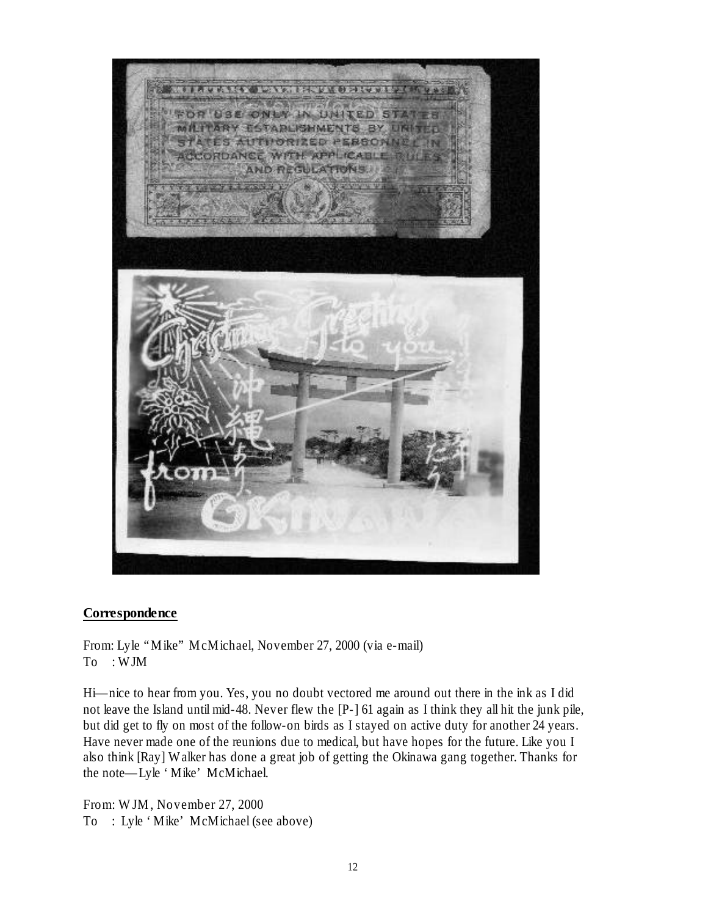## Correspondence

From: Lyle "Mike" McMichael, November 27, 2000 (via e-mail)
To : WJM

Hi—nice to hear from you. Yes, you no doubt vectored me around out there in the ink as I did not leave the Island until mid-48. Never flew the [P-] 61 again as I think they all hit the junk pile, but did get to fly on most of the follow-on birds as I stayed on active duty for another 24 years. Have never made one of the reunions due to medical, but have hopes for the future. Like you I also think [Ray] Walker has done a great job of getting the Okinawa gang together. Thanks for the note—Lyle 'Mike' McMichael.

From: WJM, November 27, 2000
To : Lyle 'Mike' McMichael (see above)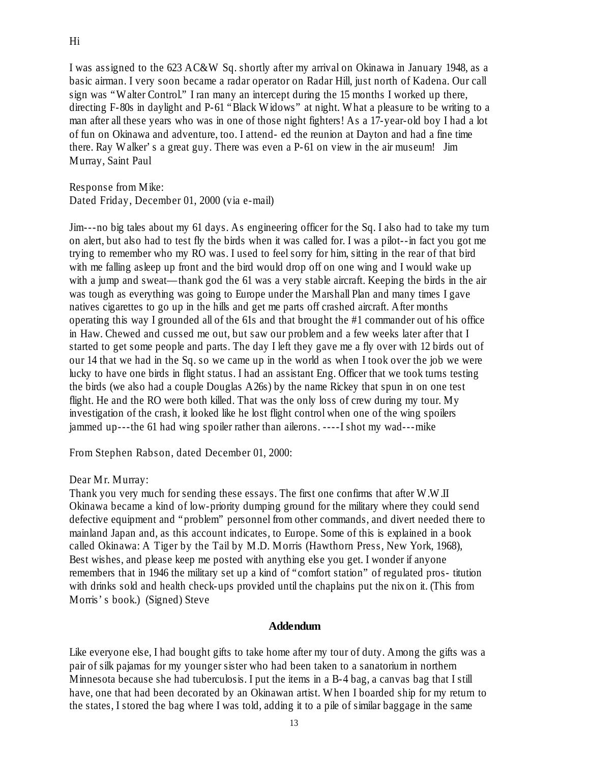Hi

I was assigned to the 623 AC&W Sq. shortly after my arrival on Okinawa in January 1948, as a basic airman. I very soon became a radar operator on Radar Hill, just north of Kadena. Our call sign was "Walter Control." I ran many an intercept during the 15 months I worked up there, directing F-80s in daylight and P-61 "Black Widows" at night. What a pleasure to be writing to a man after all these years who was in one of those night fighters! As a 17-year-old boy I had a lot of fun on Okinawa and adventure, too. I attend- ed the reunion at Dayton and had a fine time there. Ray Walker' s a great guy. There was even a P-61 on view in the air museum! Jim Murray, Saint Paul

Response from Mike:
Dated Friday, December 01, 2000 (via e-mail)

Jim---no big tales about my 61 days. As engineering officer for the Sq. I also had to take my turn on alert, but also had to test fly the birds when it was called for. I was a pilot--in fact you got me trying to remember who my RO was. I used to feel sorry for him, sitting in the rear of that bird with me falling asleep up front and the bird would drop off on one wing and I would wake up with a jump and sweat—thank god the 61 was a very stable aircraft. Keeping the birds in the air was tough as everything was going to Europe under the Marshall Plan and many times I gave natives cigarettes to go up in the hills and get me parts off crashed aircraft. After months operating this way I grounded all of the 61s and that brought the #1 commander out of his office in Haw. Chewed and cussed me out, but saw our problem and a few weeks later after that I started to get some people and parts. The day I left they gave me a fly over with 12 birds out of our 14 that we had in the Sq. so we came up in the world as when I took over the job we were lucky to have one birds in flight status. I had an assistant Eng. Officer that we took turns testing the birds (we also had a couple Douglas A26s) by the name Rickey that spun in on one test flight. He and the RO were both killed. That was the only loss of crew during my tour. My investigation of the crash, it looked like he lost flight control when one of the wing spoilers jammed up---the 61 had wing spoiler rather than ailerons. ----I shot my wad---mike

From Stephen Rabson, dated December 01, 2000:

Dear Mr. Murray:
Thank you very much for sending these essays. The first one confirms that after W.W.II Okinawa became a kind of low-priority dumping ground for the military where they could send defective equipment and "problem" personnel from other commands, and divert needed there to mainland Japan and, as this account indicates, to Europe. Some of this is explained in a book called Okinawa: A Tiger by the Tail by M.D. Morris (Hawthorn Press, New York, 1968), Best wishes, and please keep me posted with anything else you get. I wonder if anyone remembers that in 1946 the military set up a kind of "comfort station" of regulated pros- titution with drinks sold and health check-ups provided until the chaplains put the nix on it. (This from Morris' s book.) (Signed) Steve

## Addendum

Like everyone else, I had bought gifts to take home after my tour of duty. Among the gifts was a pair of silk pajamas for my younger sister who had been taken to a sanatorium in northern Minnesota because she had tuberculosis. I put the items in a B-4 bag, a canvas bag that I still have, one that had been decorated by an Okinawan artist. When I boarded ship for my return to the states, I stored the bag where I was told, adding it to a pile of similar baggage in the same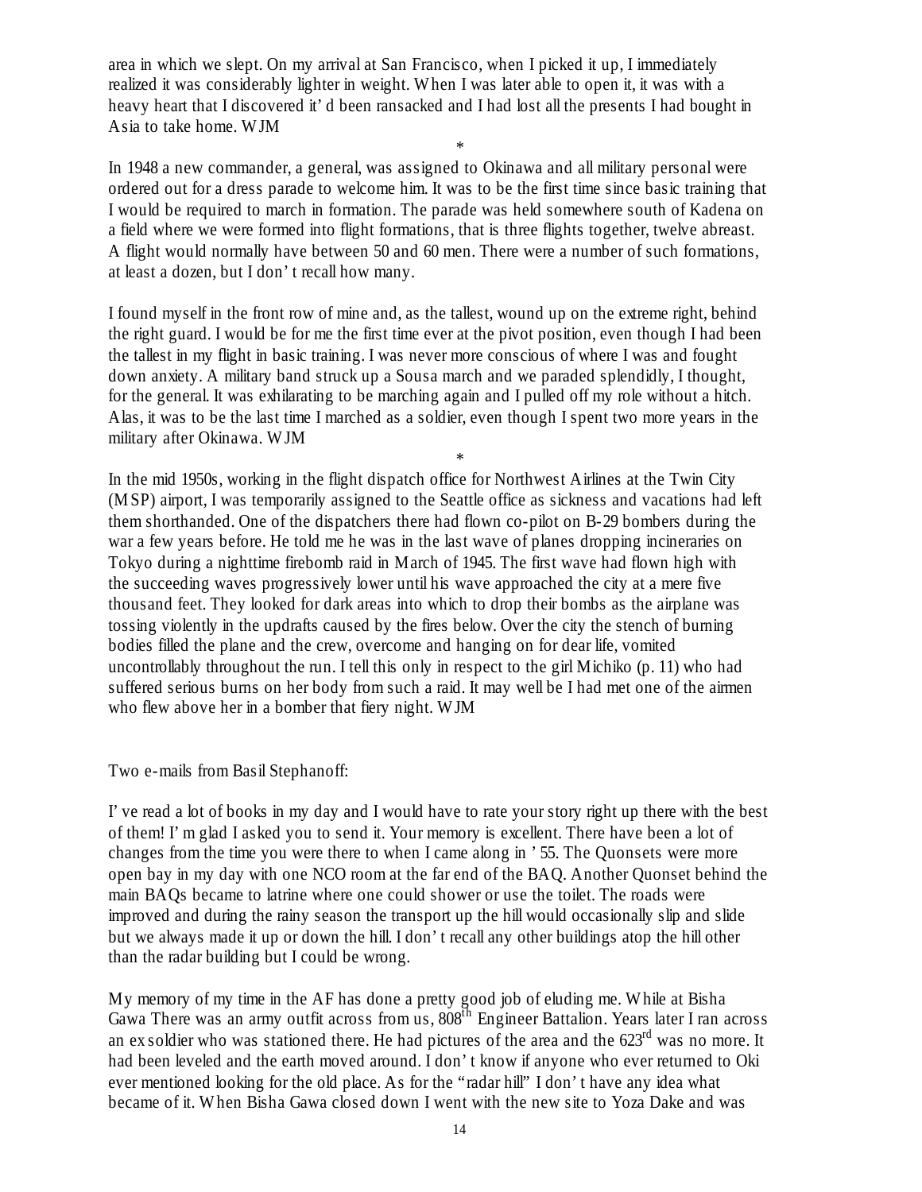area in which we slept. On my arrival at San Francisco, when I picked it up, I immediately realized it was considerably lighter in weight. When I was later able to open it, it was with a heavy heart that I discovered it' d been ransacked and I had lost all the presents I had bought in Asia to take home. WJM

*

In 1948 a new commander, a general, was assigned to Okinawa and all military personal were ordered out for a dress parade to welcome him. It was to be the first time since basic training that I would be required to march in formation. The parade was held somewhere south of Kadena on a field where we were formed into flight formations, that is three flights together, twelve abreast. A flight would normally have between 50 and 60 men. There were a number of such formations, at least a dozen, but I don' t recall how many.

I found myself in the front row of mine and, as the tallest, wound up on the extreme right, behind the right guard. I would be for me the first time ever at the pivot position, even though I had been the tallest in my flight in basic training. I was never more conscious of where I was and fought down anxiety. A military band struck up a Sousa march and we paraded splendidly, I thought, for the general. It was exhilarating to be marching again and I pulled off my role without a hitch. Alas, it was to be the last time I marched as a soldier, even though I spent two more years in the military after Okinawa. WJM

*

In the mid 1950s, working in the flight dispatch office for Northwest Airlines at the Twin City (MSP) airport, I was temporarily assigned to the Seattle office as sickness and vacations had left them shorthanded. One of the dispatchers there had flown co-pilot on B-29 bombers during the war a few years before. He told me he was in the last wave of planes dropping incineraries on Tokyo during a nighttime firebomb raid in March of 1945. The first wave had flown high with the succeeding waves progressively lower until his wave approached the city at a mere five thousand feet. They looked for dark areas into which to drop their bombs as the airplane was tossing violently in the updrafts caused by the fires below. Over the city the stench of burning bodies filled the plane and the crew, overcome and hanging on for dear life, vomited uncontrollably throughout the run. I tell this only in respect to the girl Michiko (p. 11) who had suffered serious burns on her body from such a raid. It may well be I had met one of the airmen who flew above her in a bomber that fiery night. WJM

Two e-mails from Basil Stephanoff:

I' ve read a lot of books in my day and I would have to rate your story right up there with the best of them! I' m glad I asked you to send it. Your memory is excellent. There have been a lot of changes from the time you were there to when I came along in ' 55. The Quonsets were more open bay in my day with one NCO room at the far end of the BAQ. Another Quonset behind the main BAQs became to latrine where one could shower or use the toilet. The roads were improved and during the rainy season the transport up the hill would occasionally slip and slide but we always made it up or down the hill. I don' t recall any other buildings atop the hill other than the radar building but I could be wrong.

My memory of my time in the AF has done a pretty good job of eluding me. While at Bisha Gawa There was an army outfit across from us, 808th Engineer Battalion. Years later I ran across an ex soldier who was stationed there. He had pictures of the area and the 623rd was no more. It had been leveled and the earth moved around. I don' t know if anyone who ever returned to Oki ever mentioned looking for the old place. As for the "radar hill" I don' t have any idea what became of it. When Bisha Gawa closed down I went with the new site to Yoza Dake and was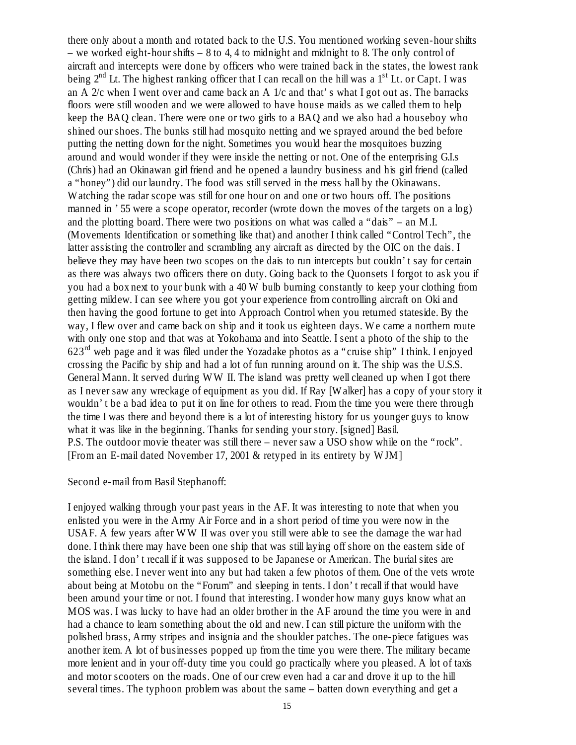there only about a month and rotated back to the U.S. You mentioned working seven-hour shifts – we worked eight-hour shifts – 8 to 4, 4 to midnight and midnight to 8. The only control of aircraft and intercepts were done by officers who were trained back in the states, the lowest rank being 2nd Lt. The highest ranking officer that I can recall on the hill was a 1st Lt. or Capt. I was an A 2/c when I went over and came back an A 1/c and that's what I got out as. The barracks floors were still wooden and we were allowed to have house maids as we called them to help keep the BAQ clean. There were one or two girls to a BAQ and we also had a houseboy who shined our shoes. The bunks still had mosquito netting and we sprayed around the bed before putting the netting down for the night. Sometimes you would hear the mosquitoes buzzing around and would wonder if they were inside the netting or not. One of the enterprising G.I.s (Chris) had an Okinawan girl friend and he opened a laundry business and his girl friend (called a "honey") did our laundry. The food was still served in the mess hall by the Okinawans. Watching the radar scope was still for one hour on and one or two hours off. The positions manned in '55 were a scope operator, recorder (wrote down the moves of the targets on a log) and the plotting board. There were two positions on what was called a "dais" – an M.I. (Movements Identification or something like that) and another I think called "Control Tech", the latter assisting the controller and scrambling any aircraft as directed by the OIC on the dais. I believe they may have been two scopes on the dais to run intercepts but couldn't say for certain as there was always two officers there on duty. Going back to the Quonsets I forgot to ask you if you had a box next to your bunk with a 40 W bulb burning constantly to keep your clothing from getting mildew. I can see where you got your experience from controlling aircraft on Oki and then having the good fortune to get into Approach Control when you returned stateside. By the way, I flew over and came back on ship and it took us eighteen days. We came a northern route with only one stop and that was at Yokohama and into Seattle. I sent a photo of the ship to the 623rd web page and it was filed under the Yozadake photos as a "cruise ship" I think. I enjoyed crossing the Pacific by ship and had a lot of fun running around on it. The ship was the U.S.S. General Mann. It served during WW II. The island was pretty well cleaned up when I got there as I never saw any wreckage of equipment as you did. If Ray [Walker] has a copy of your story it wouldn't be a bad idea to put it on line for others to read. From the time you were there through the time I was there and beyond there is a lot of interesting history for us younger guys to know what it was like in the beginning. Thanks for sending your story. [signed] Basil.
P.S. The outdoor movie theater was still there – never saw a USO show while on the "rock".
[From an E-mail dated November 17, 2001 & retyped in its entirety by WJM]

Second e-mail from Basil Stephanoff:

I enjoyed walking through your past years in the AF. It was interesting to note that when you enlisted you were in the Army Air Force and in a short period of time you were now in the USAF. A few years after WW II was over you still were able to see the damage the war had done. I think there may have been one ship that was still laying off shore on the eastern side of the island. I don't recall if it was supposed to be Japanese or American. The burial sites are something else. I never went into any but had taken a few photos of them. One of the vets wrote about being at Motobu on the "Forum" and sleeping in tents. I don't recall if that would have been around your time or not. I found that interesting. I wonder how many guys know what an MOS was. I was lucky to have had an older brother in the AF around the time you were in and had a chance to learn something about the old and new. I can still picture the uniform with the polished brass, Army stripes and insignia and the shoulder patches. The one-piece fatigues was another item. A lot of businesses popped up from the time you were there. The military became more lenient and in your off-duty time you could go practically where you pleased. A lot of taxis and motor scooters on the roads. One of our crew even had a car and drove it up to the hill several times. The typhoon problem was about the same – batten down everything and get a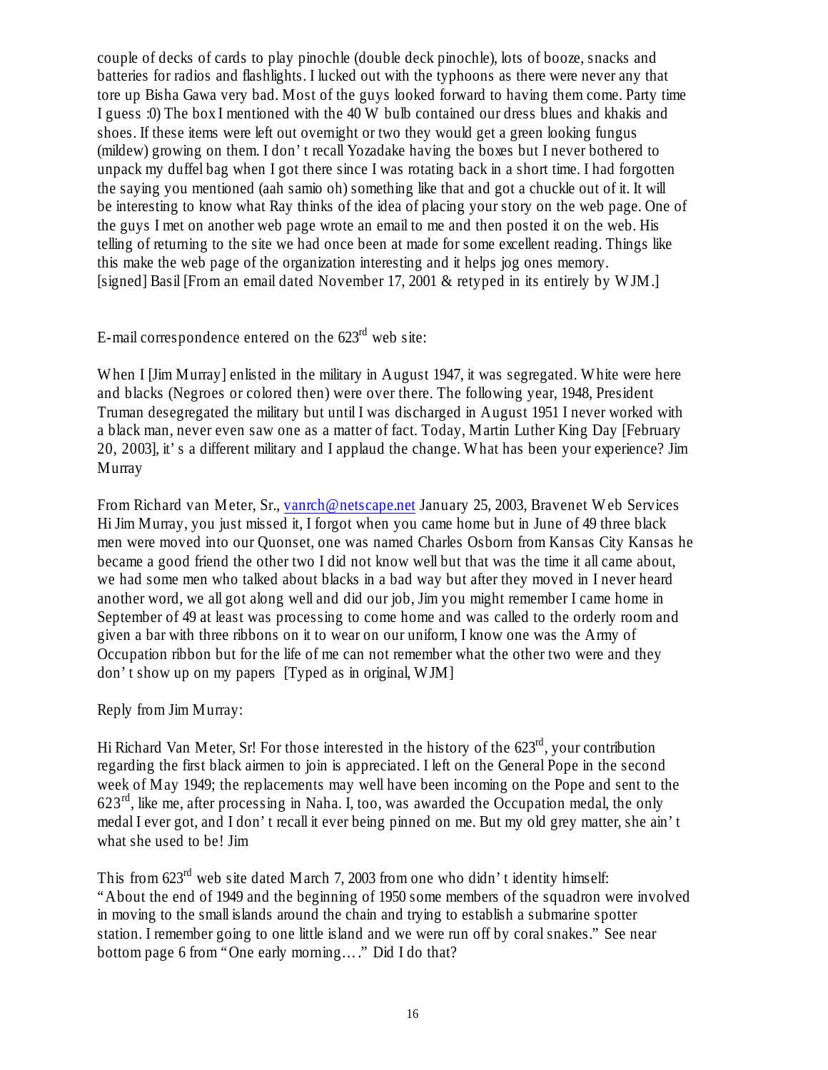couple of decks of cards to play pinochle (double deck pinochle), lots of booze, snacks and batteries for radios and flashlights. I lucked out with the typhoons as there were never any that tore up Bisha Gawa very bad. Most of the guys looked forward to having them come. Party time I guess :0) The box I mentioned with the 40 W bulb contained our dress blues and khakis and shoes. If these items were left out overnight or two they would get a green looking fungus (mildew) growing on them. I don't recall Yozadake having the boxes but I never bothered to unpack my duffel bag when I got there since I was rotating back in a short time. I had forgotten the saying you mentioned (aah samio oh) something like that and got a chuckle out of it. It will be interesting to know what Ray thinks of the idea of placing your story on the web page. One of the guys I met on another web page wrote an email to me and then posted it on the web. His telling of returning to the site we had once been at made for some excellent reading. Things like this make the web page of the organization interesting and it helps jog ones memory. [signed] Basil [From an email dated November 17, 2001 & retyped in its entirely by WJM.]

E-mail correspondence entered on the 623rd web site:

When I [Jim Murray] enlisted in the military in August 1947, it was segregated. White were here and blacks (Negroes or colored then) were over there. The following year, 1948, President Truman desegregated the military but until I was discharged in August 1951 I never worked with a black man, never even saw one as a matter of fact. Today, Martin Luther King Day [February 20, 2003], it's a different military and I applaud the change. What has been your experience? Jim Murray

From Richard van Meter, Sr., vanrch@netscape.net January 25, 2003, Bravenet Web Services Hi Jim Murray, you just missed it, I forgot when you came home but in June of 49 three black men were moved into our Quonset, one was named Charles Osborn from Kansas City Kansas he became a good friend the other two I did not know well but that was the time it all came about, we had some men who talked about blacks in a bad way but after they moved in I never heard another word, we all got along well and did our job, Jim you might remember I came home in September of 49 at least was processing to come home and was called to the orderly room and given a bar with three ribbons on it to wear on our uniform, I know one was the Army of Occupation ribbon but for the life of me can not remember what the other two were and they don't show up on my papers [Typed as in original, WJM]

Reply from Jim Murray:

Hi Richard Van Meter, Sr! For those interested in the history of the 623rd, your contribution regarding the first black airmen to join is appreciated. I left on the General Pope in the second week of May 1949; the replacements may well have been incoming on the Pope and sent to the 623rd, like me, after processing in Naha. I, too, was awarded the Occupation medal, the only medal I ever got, and I don't recall it ever being pinned on me. But my old grey matter, she ain't what she used to be! Jim

This from 623rd web site dated March 7, 2003 from one who didn't identity himself: "About the end of 1949 and the beginning of 1950 some members of the squadron were involved in moving to the small islands around the chain and trying to establish a submarine spotter station. I remember going to one little island and we were run off by coral snakes." See near bottom page 6 from "One early morning…." Did I do that?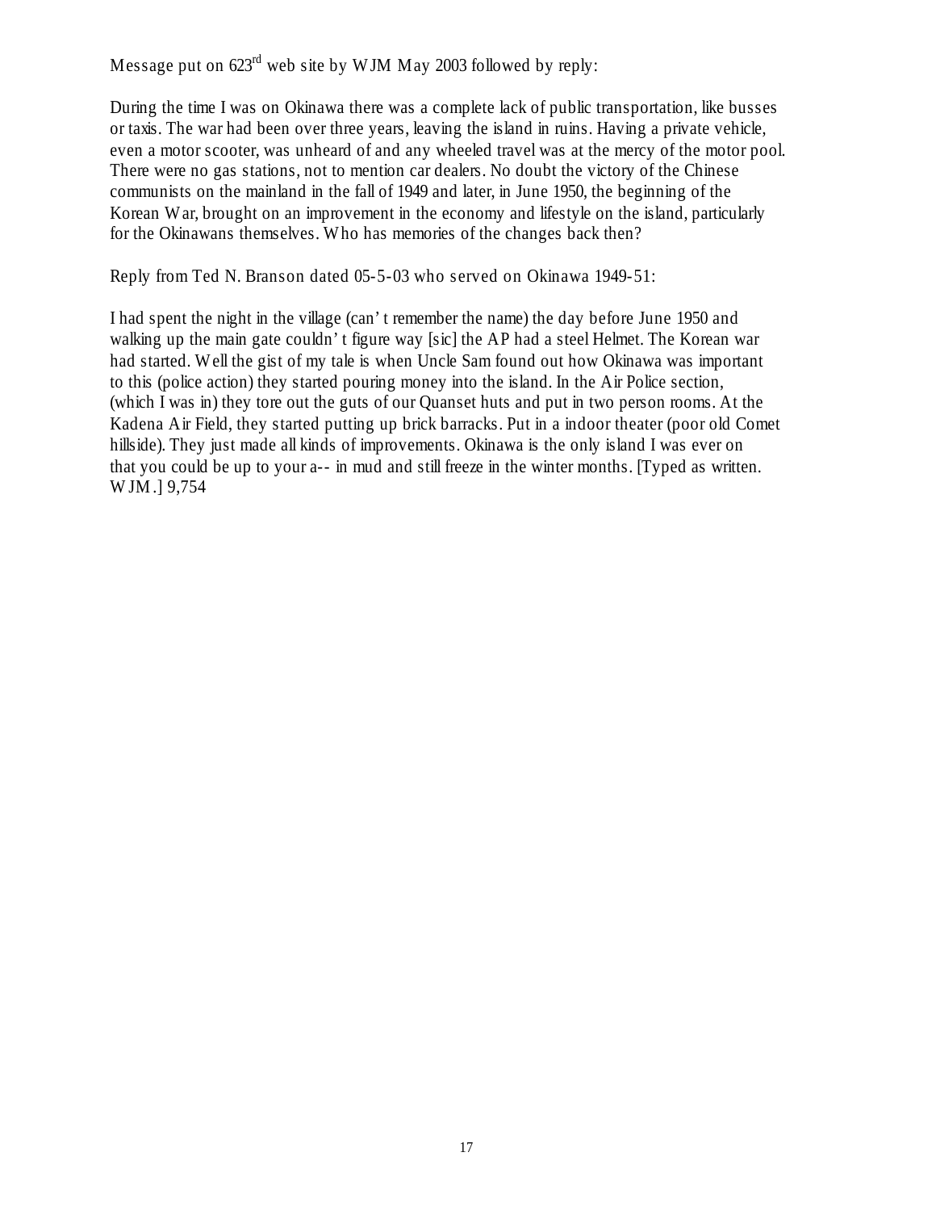Message put on 623rd web site by WJM May 2003 followed by reply:

During the time I was on Okinawa there was a complete lack of public transportation, like busses or taxis. The war had been over three years, leaving the island in ruins. Having a private vehicle, even a motor scooter, was unheard of and any wheeled travel was at the mercy of the motor pool. There were no gas stations, not to mention car dealers. No doubt the victory of the Chinese communists on the mainland in the fall of 1949 and later, in June 1950, the beginning of the Korean War, brought on an improvement in the economy and lifestyle on the island, particularly for the Okinawans themselves. Who has memories of the changes back then?

Reply from Ted N. Branson dated 05-5-03 who served on Okinawa 1949-51:

I had spent the night in the village (can' t remember the name) the day before June 1950 and walking up the main gate couldn' t figure way [sic] the AP had a steel Helmet. The Korean war had started. Well the gist of my tale is when Uncle Sam found out how Okinawa was important to this (police action) they started pouring money into the island. In the Air Police section, (which I was in) they tore out the guts of our Quanset huts and put in two person rooms. At the Kadena Air Field, they started putting up brick barracks. Put in a indoor theater (poor old Comet hillside). They just made all kinds of improvements. Okinawa is the only island I was ever on that you could be up to your a-- in mud and still freeze in the winter months. [Typed as written. WJM.] 9,754